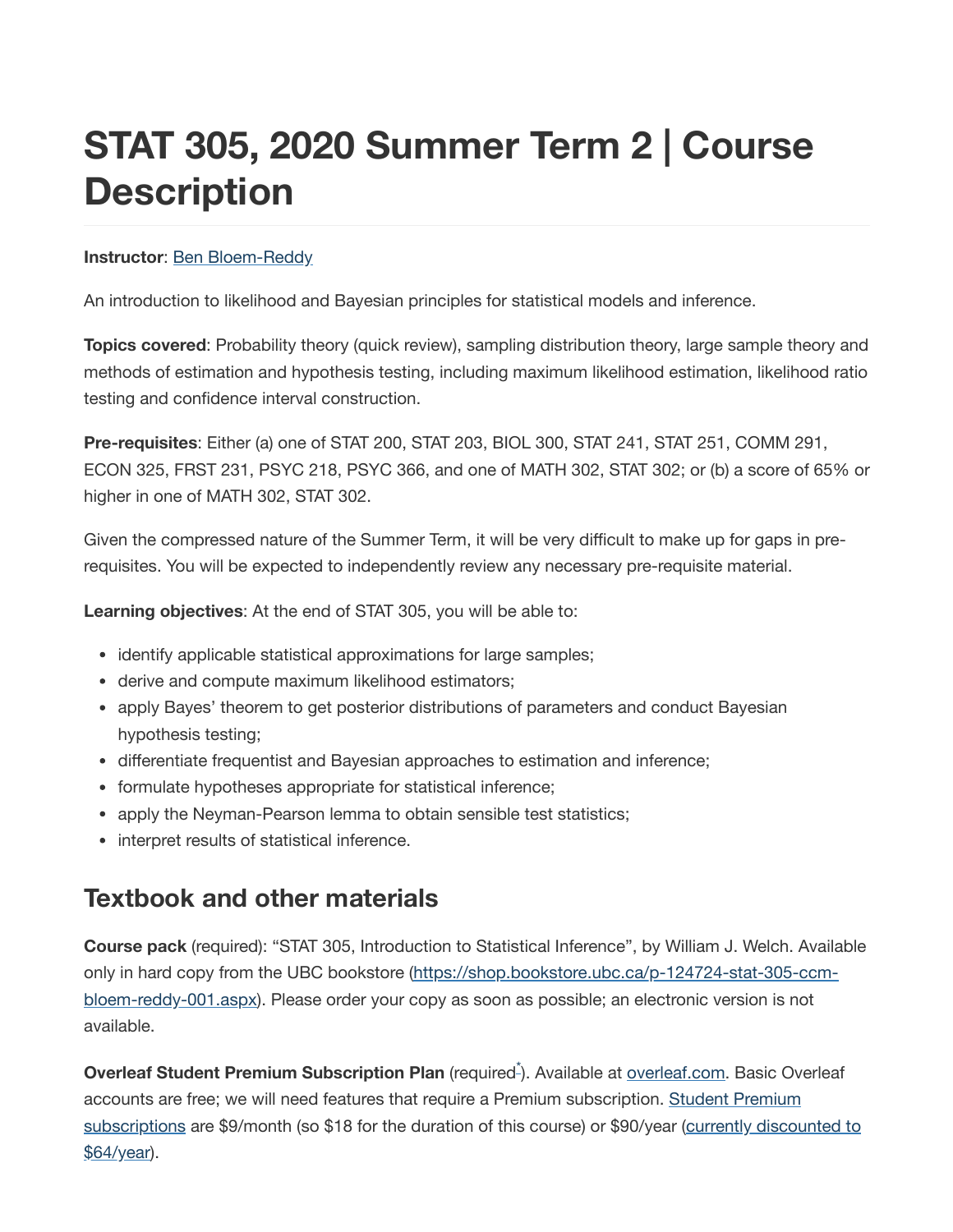# STAT 305, 2020 Summer Term 2 | Course Description

**Instructor**: Ben Bloem-Reddy

An introduction to likelihood and Bayesian principles for statistical models and inference.

**Topics covered**: Probability theory (quick review), sampling distribution theory, large sample theory and methods of estimation and hypothesis testing, including maximum likelihood estimation, likelihood ratio testing and confidence interval construction.

**Pre-requisites**: Either (a) one of STAT 200, STAT 203, BIOL 300, STAT 241, STAT 251, COMM 291, ECON 325, FRST 231, PSYC 218, PSYC 366, and one of MATH 302, STAT 302; or (b) a score of 65% or higher in one of MATH 302, STAT 302.

Given the compressed nature of the Summer Term, it will be very difficult to make up for gaps in pre-requisites. You will be expected to independently review any necessary pre-requisite material.

**Learning objectives**: At the end of STAT 305, you will be able to:

- identify applicable statistical approximations for large samples;
- derive and compute maximum likelihood estimators;
- apply Bayes' theorem to get posterior distributions of parameters and conduct Bayesian hypothesis testing;
- differentiate frequentist and Bayesian approaches to estimation and inference;
- formulate hypotheses appropriate for statistical inference;
- apply the Neyman-Pearson lemma to obtain sensible test statistics;
- interpret results of statistical inference.

## Textbook and other materials

**Course pack** (required): "STAT 305, Introduction to Statistical Inference", by William J. Welch. Available only in hard copy from the UBC bookstore (https://shop.bookstore.ubc.ca/p-124724-stat-305-ccm-bloem-reddy-001.aspx). Please order your copy as soon as possible; an electronic version is not available.

**Overleaf Student Premium Subscription Plan** (required*). Available at overleaf.com. Basic Overleaf accounts are free; we will need features that require a Premium subscription. Student Premium subscriptions are $9/month (so $18 for the duration of this course) or $90/year (currently discounted to $64/year).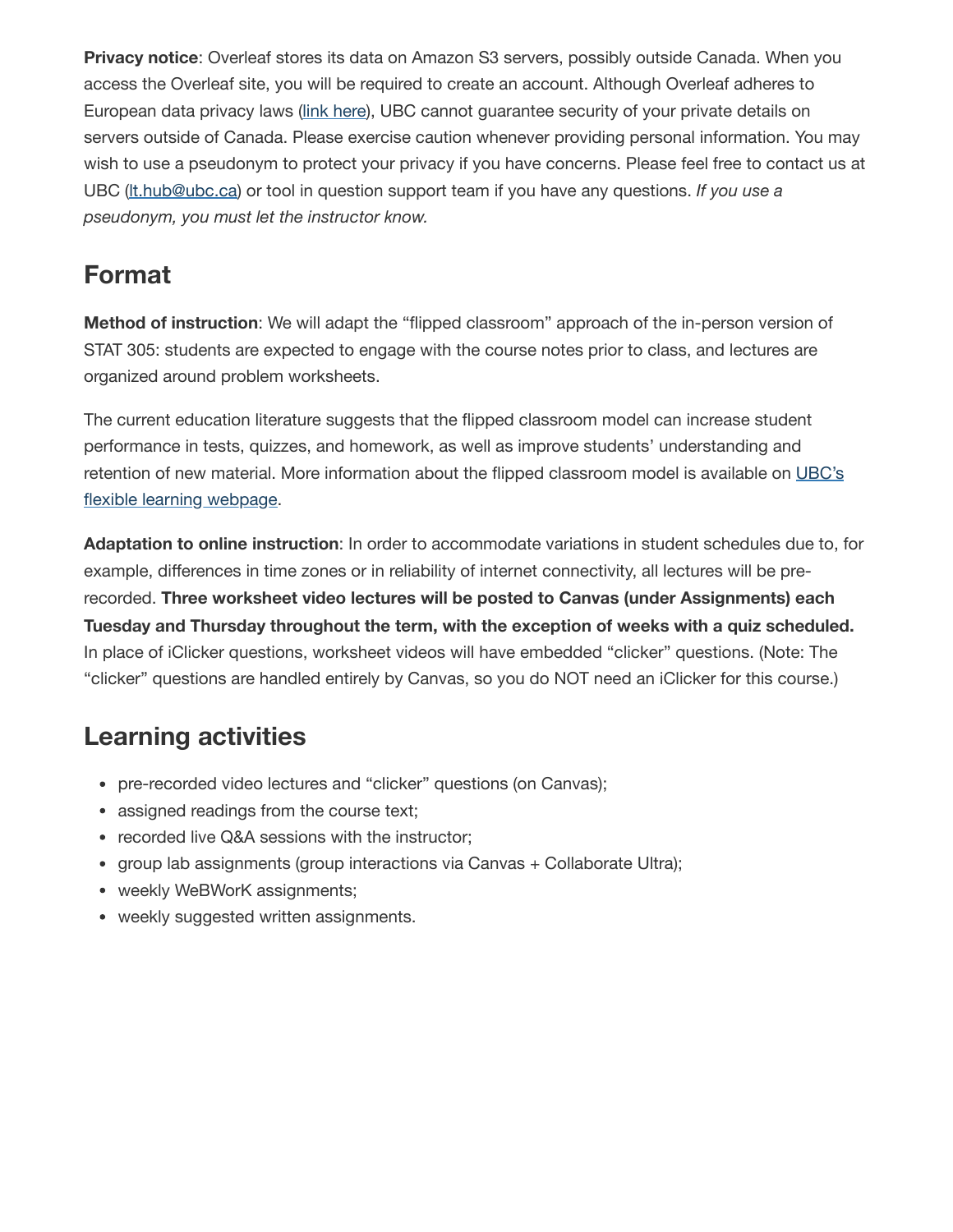**Privacy notice**: Overleaf stores its data on Amazon S3 servers, possibly outside Canada. When you access the Overleaf site, you will be required to create an account. Although Overleaf adheres to European data privacy laws (link here), UBC cannot guarantee security of your private details on servers outside of Canada. Please exercise caution whenever providing personal information. You may wish to use a pseudonym to protect your privacy if you have concerns. Please feel free to contact us at UBC (lt.hub@ubc.ca) or tool in question support team if you have any questions. *If you use a pseudonym, you must let the instructor know.*

## Format

**Method of instruction**: We will adapt the "flipped classroom" approach of the in-person version of STAT 305: students are expected to engage with the course notes prior to class, and lectures are organized around problem worksheets.

The current education literature suggests that the flipped classroom model can increase student performance in tests, quizzes, and homework, as well as improve students' understanding and retention of new material. More information about the flipped classroom model is available on UBC's flexible learning webpage.

**Adaptation to online instruction**: In order to accommodate variations in student schedules due to, for example, differences in time zones or in reliability of internet connectivity, all lectures will be pre-recorded. **Three worksheet video lectures will be posted to Canvas (under Assignments) each Tuesday and Thursday throughout the term, with the exception of weeks with a quiz scheduled.** In place of iClicker questions, worksheet videos will have embedded "clicker" questions. (Note: The "clicker" questions are handled entirely by Canvas, so you do NOT need an iClicker for this course.)

## Learning activities

- pre-recorded video lectures and "clicker" questions (on Canvas);
- assigned readings from the course text;
- recorded live Q&A sessions with the instructor;
- group lab assignments (group interactions via Canvas + Collaborate Ultra);
- weekly WeBWorK assignments;
- weekly suggested written assignments.